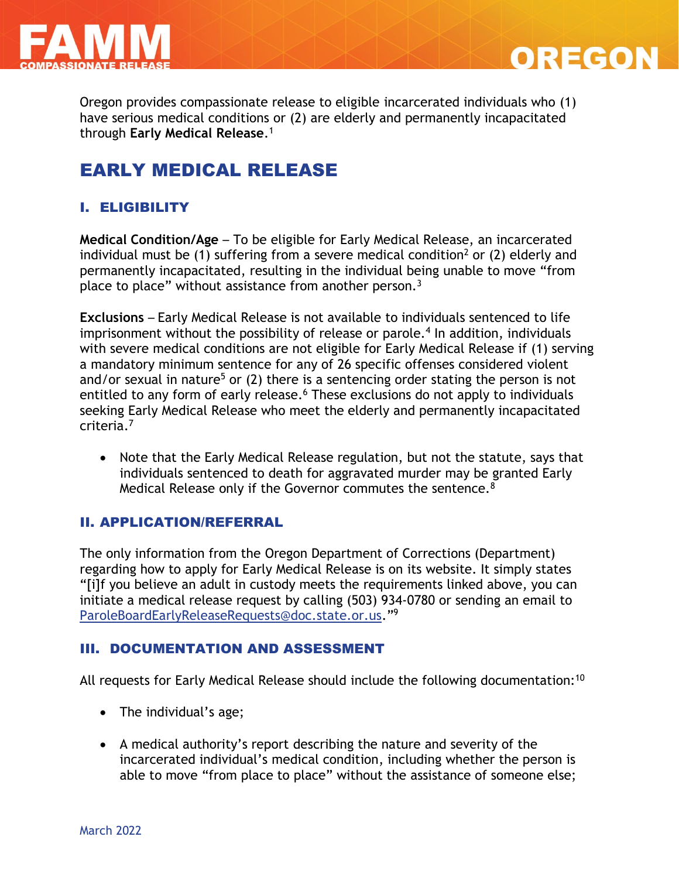# FAMM COMPASSIONATE RELEASE — OREGON

Oregon provides compassionate release to eligible incarcerated individuals who (1) have serious medical conditions or (2) are elderly and permanently incapacitated through **Early Medical Release**.[1]

## EARLY MEDICAL RELEASE

### I. ELIGIBILITY

**Medical Condition/Age** – To be eligible for Early Medical Release, an incarcerated individual must be (1) suffering from a severe medical condition[2] or (2) elderly and permanently incapacitated, resulting in the individual being unable to move "from place to place" without assistance from another person.[3]

**Exclusions** – Early Medical Release is not available to individuals sentenced to life imprisonment without the possibility of release or parole.[4] In addition, individuals with severe medical conditions are not eligible for Early Medical Release if (1) serving a mandatory minimum sentence for any of 26 specific offenses considered violent and/or sexual in nature[5] or (2) there is a sentencing order stating the person is not entitled to any form of early release.[6] These exclusions do not apply to individuals seeking Early Medical Release who meet the elderly and permanently incapacitated criteria.[7]

- Note that the Early Medical Release regulation, but not the statute, says that individuals sentenced to death for aggravated murder may be granted Early Medical Release only if the Governor commutes the sentence.[8]

### II. APPLICATION/REFERRAL

The only information from the Oregon Department of Corrections (Department) regarding how to apply for Early Medical Release is on its website. It simply states "[i]f you believe an adult in custody meets the requirements linked above, you can initiate a medical release request by calling (503) 934-0780 or sending an email to ParoleBoardEarlyReleaseRequests@doc.state.or.us."[9]

### III. DOCUMENTATION AND ASSESSMENT

All requests for Early Medical Release should include the following documentation:[10]

- The individual's age;
- A medical authority's report describing the nature and severity of the incarcerated individual's medical condition, including whether the person is able to move "from place to place" without the assistance of someone else;

March 2022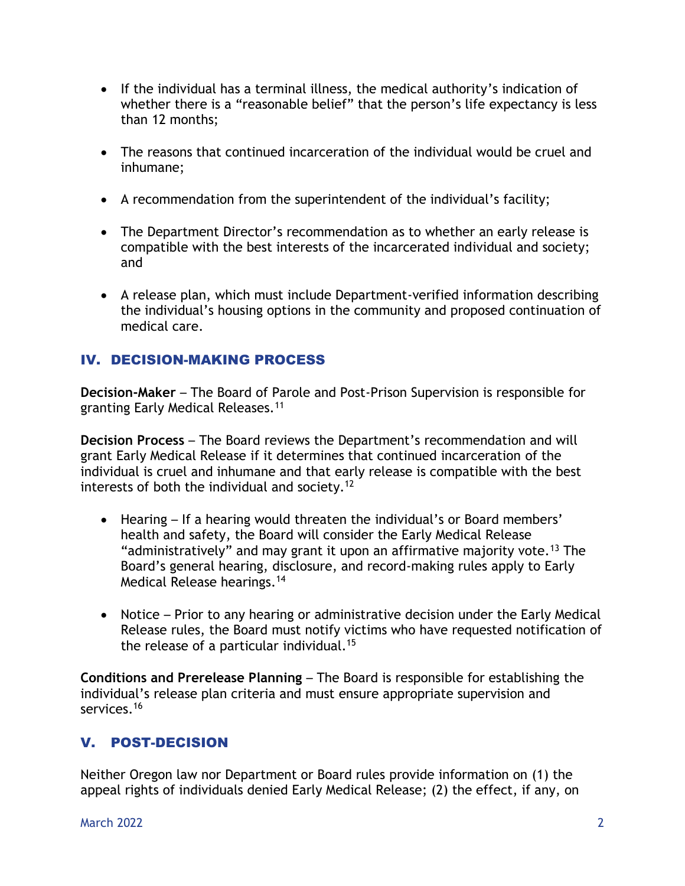- If the individual has a terminal illness, the medical authority's indication of whether there is a "reasonable belief" that the person's life expectancy is less than 12 months;

- The reasons that continued incarceration of the individual would be cruel and inhumane;

- A recommendation from the superintendent of the individual's facility;

- The Department Director's recommendation as to whether an early release is compatible with the best interests of the incarcerated individual and society; and

- A release plan, which must include Department-verified information describing the individual's housing options in the community and proposed continuation of medical care.

## IV. DECISION-MAKING PROCESS

**Decision-Maker** – The Board of Parole and Post-Prison Supervision is responsible for granting Early Medical Releases.[11]

**Decision Process** – The Board reviews the Department's recommendation and will grant Early Medical Release if it determines that continued incarceration of the individual is cruel and inhumane and that early release is compatible with the best interests of both the individual and society.[12]

- Hearing – If a hearing would threaten the individual's or Board members' health and safety, the Board will consider the Early Medical Release "administratively" and may grant it upon an affirmative majority vote.[13] The Board's general hearing, disclosure, and record-making rules apply to Early Medical Release hearings.[14]

- Notice – Prior to any hearing or administrative decision under the Early Medical Release rules, the Board must notify victims who have requested notification of the release of a particular individual.[15]

**Conditions and Prerelease Planning** – The Board is responsible for establishing the individual's release plan criteria and must ensure appropriate supervision and services.[16]

## V. POST-DECISION

Neither Oregon law nor Department or Board rules provide information on (1) the appeal rights of individuals denied Early Medical Release; (2) the effect, if any, on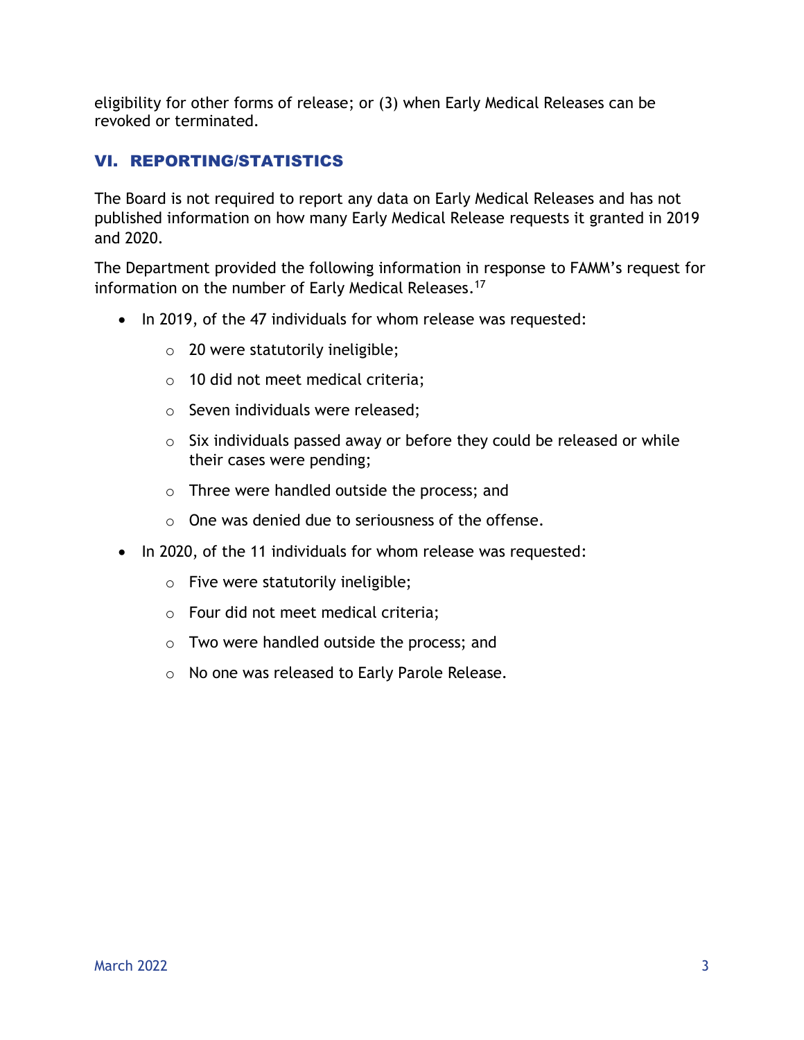eligibility for other forms of release; or (3) when Early Medical Releases can be revoked or terminated.

## VI. REPORTING/STATISTICS

The Board is not required to report any data on Early Medical Releases and has not published information on how many Early Medical Release requests it granted in 2019 and 2020.

The Department provided the following information in response to FAMM's request for information on the number of Early Medical Releases.[17]

- In 2019, of the 47 individuals for whom release was requested:
  - 20 were statutorily ineligible;
  - 10 did not meet medical criteria;
  - Seven individuals were released;
  - Six individuals passed away or before they could be released or while their cases were pending;
  - Three were handled outside the process; and
  - One was denied due to seriousness of the offense.
- In 2020, of the 11 individuals for whom release was requested:
  - Five were statutorily ineligible;
  - Four did not meet medical criteria;
  - Two were handled outside the process; and
  - No one was released to Early Parole Release.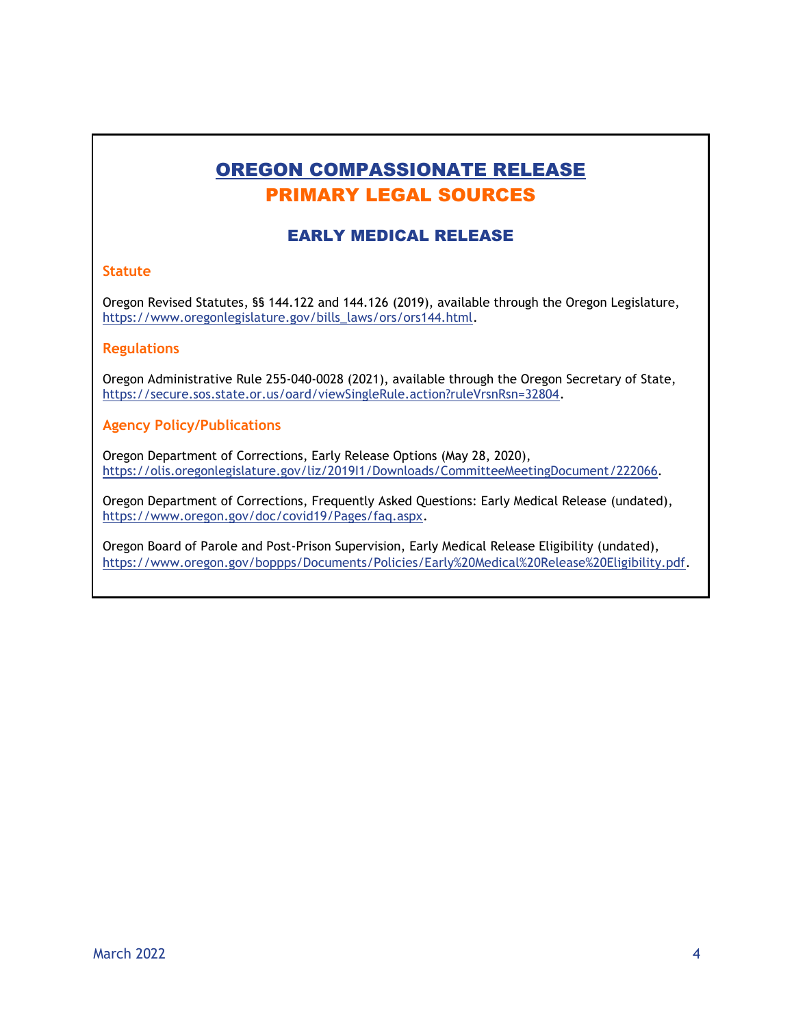# OREGON COMPASSIONATE RELEASE
## PRIMARY LEGAL SOURCES

### EARLY MEDICAL RELEASE

**Statute**

Oregon Revised Statutes, §§ 144.122 and 144.126 (2019), available through the Oregon Legislature, https://www.oregonlegislature.gov/bills_laws/ors/ors144.html.

**Regulations**

Oregon Administrative Rule 255-040-0028 (2021), available through the Oregon Secretary of State, https://secure.sos.state.or.us/oard/viewSingleRule.action?ruleVrsnRsn=32804.

**Agency Policy/Publications**

Oregon Department of Corrections, Early Release Options (May 28, 2020), https://olis.oregonlegislature.gov/liz/2019I1/Downloads/CommitteeMeetingDocument/222066.

Oregon Department of Corrections, Frequently Asked Questions: Early Medical Release (undated), https://www.oregon.gov/doc/covid19/Pages/faq.aspx.

Oregon Board of Parole and Post-Prison Supervision, Early Medical Release Eligibility (undated), https://www.oregon.gov/boppps/Documents/Policies/Early%20Medical%20Release%20Eligibility.pdf.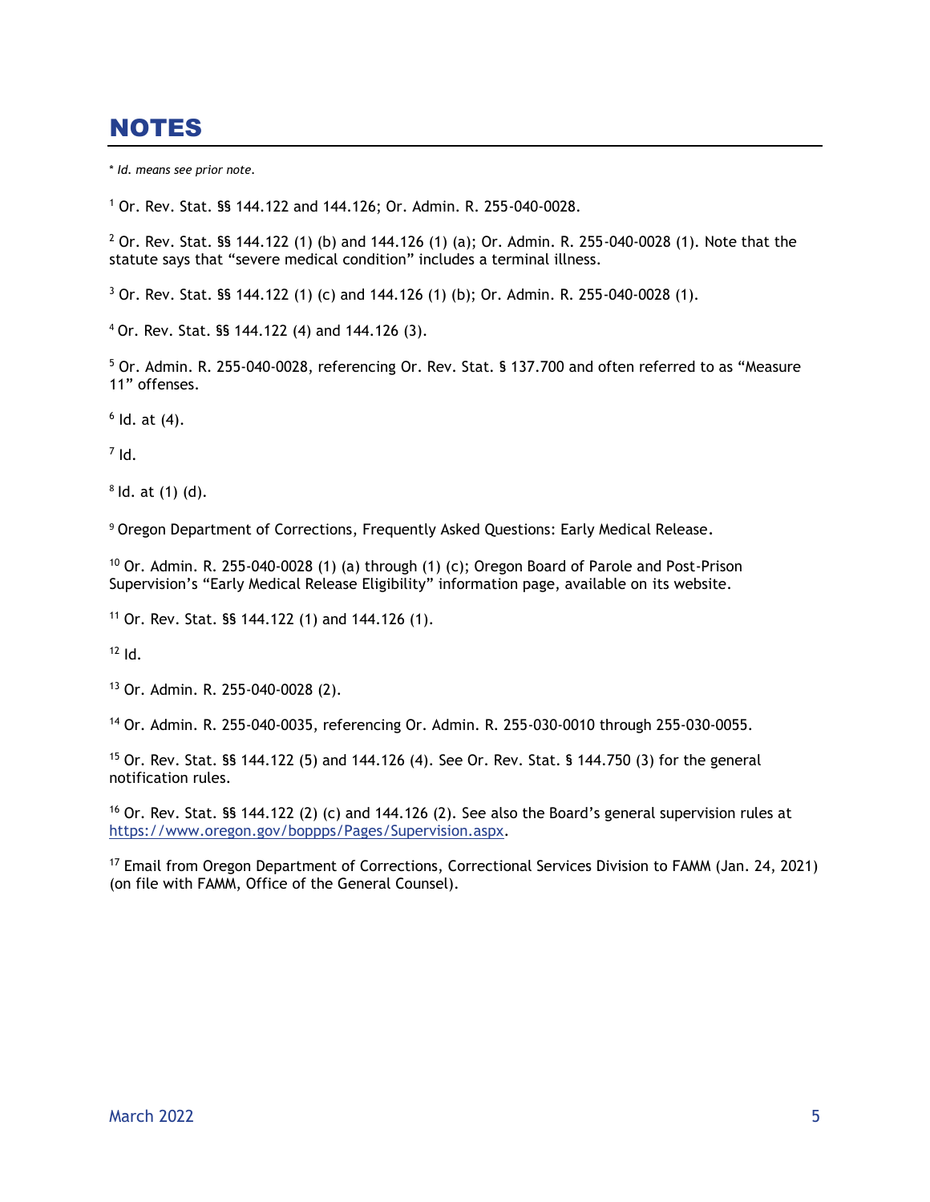# NOTES

\* *Id. means see prior note.*

[1] Or. Rev. Stat. §§ 144.122 and 144.126; Or. Admin. R. 255-040-0028.

[2] Or. Rev. Stat. §§ 144.122 (1) (b) and 144.126 (1) (a); Or. Admin. R. 255-040-0028 (1). Note that the statute says that "severe medical condition" includes a terminal illness.

[3] Or. Rev. Stat. §§ 144.122 (1) (c) and 144.126 (1) (b); Or. Admin. R. 255-040-0028 (1).

[4] Or. Rev. Stat. §§ 144.122 (4) and 144.126 (3).

[5] Or. Admin. R. 255-040-0028, referencing Or. Rev. Stat. § 137.700 and often referred to as "Measure 11" offenses.

[6] Id. at (4).

[7] Id.

[8] Id. at (1) (d).

[9] Oregon Department of Corrections, Frequently Asked Questions: Early Medical Release.

[10] Or. Admin. R. 255-040-0028 (1) (a) through (1) (c); Oregon Board of Parole and Post-Prison Supervision's "Early Medical Release Eligibility" information page, available on its website.

[11] Or. Rev. Stat. §§ 144.122 (1) and 144.126 (1).

[12] Id.

[13] Or. Admin. R. 255-040-0028 (2).

[14] Or. Admin. R. 255-040-0035, referencing Or. Admin. R. 255-030-0010 through 255-030-0055.

[15] Or. Rev. Stat. §§ 144.122 (5) and 144.126 (4). See Or. Rev. Stat. § 144.750 (3) for the general notification rules.

[16] Or. Rev. Stat. §§ 144.122 (2) (c) and 144.126 (2). See also the Board's general supervision rules at https://www.oregon.gov/boppps/Pages/Supervision.aspx.

[17] Email from Oregon Department of Corrections, Correctional Services Division to FAMM (Jan. 24, 2021) (on file with FAMM, Office of the General Counsel).

March 2022